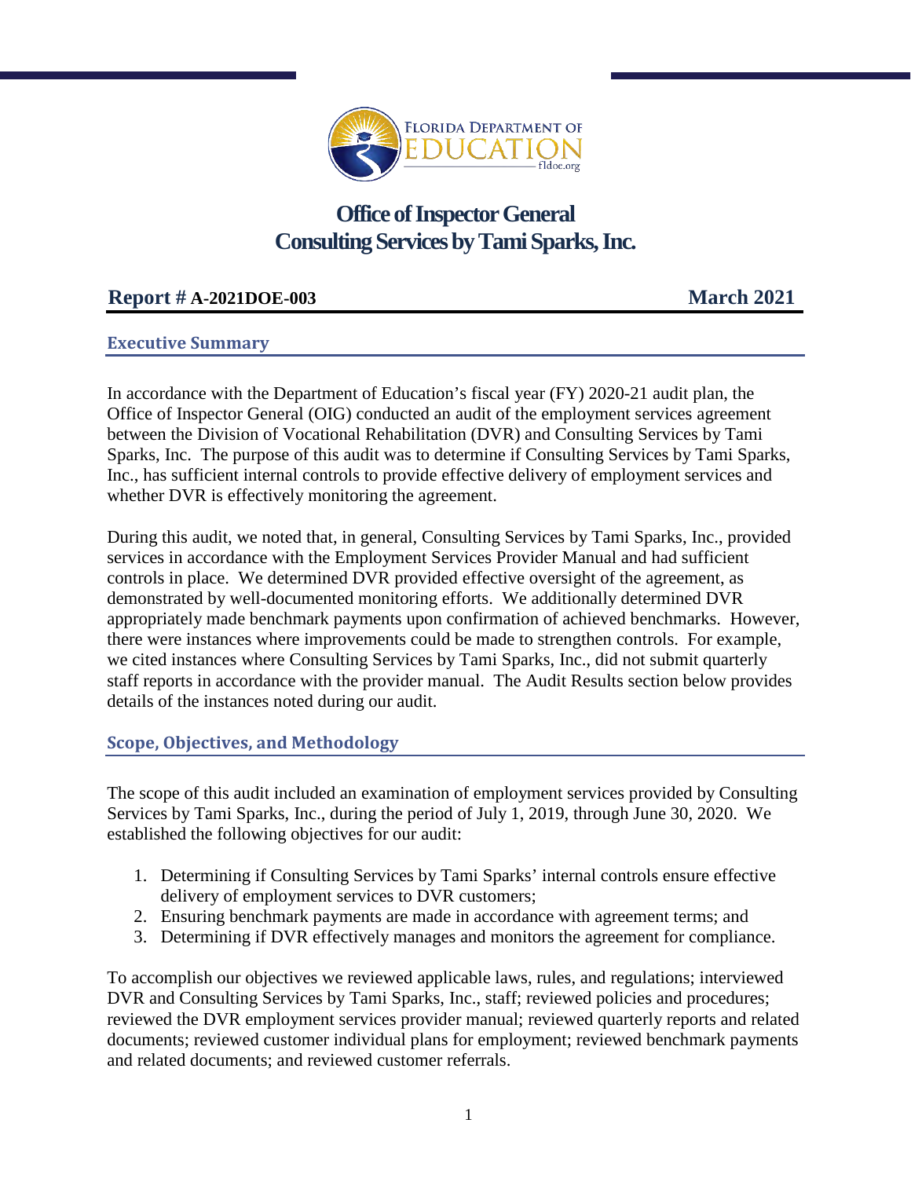# Office of Inspector General
# Consulting Services by Tami Sparks, Inc.

**Report # A-2021DOE-003** **March 2021**

## Executive Summary

In accordance with the Department of Education's fiscal year (FY) 2020-21 audit plan, the Office of Inspector General (OIG) conducted an audit of the employment services agreement between the Division of Vocational Rehabilitation (DVR) and Consulting Services by Tami Sparks, Inc. The purpose of this audit was to determine if Consulting Services by Tami Sparks, Inc., has sufficient internal controls to provide effective delivery of employment services and whether DVR is effectively monitoring the agreement.

During this audit, we noted that, in general, Consulting Services by Tami Sparks, Inc., provided services in accordance with the Employment Services Provider Manual and had sufficient controls in place. We determined DVR provided effective oversight of the agreement, as demonstrated by well-documented monitoring efforts. We additionally determined DVR appropriately made benchmark payments upon confirmation of achieved benchmarks. However, there were instances where improvements could be made to strengthen controls. For example, we cited instances where Consulting Services by Tami Sparks, Inc., did not submit quarterly staff reports in accordance with the provider manual. The Audit Results section below provides details of the instances noted during our audit.

## Scope, Objectives, and Methodology

The scope of this audit included an examination of employment services provided by Consulting Services by Tami Sparks, Inc., during the period of July 1, 2019, through June 30, 2020. We established the following objectives for our audit:

1. Determining if Consulting Services by Tami Sparks' internal controls ensure effective delivery of employment services to DVR customers;
2. Ensuring benchmark payments are made in accordance with agreement terms; and
3. Determining if DVR effectively manages and monitors the agreement for compliance.

To accomplish our objectives we reviewed applicable laws, rules, and regulations; interviewed DVR and Consulting Services by Tami Sparks, Inc., staff; reviewed policies and procedures; reviewed the DVR employment services provider manual; reviewed quarterly reports and related documents; reviewed customer individual plans for employment; reviewed benchmark payments and related documents; and reviewed customer referrals.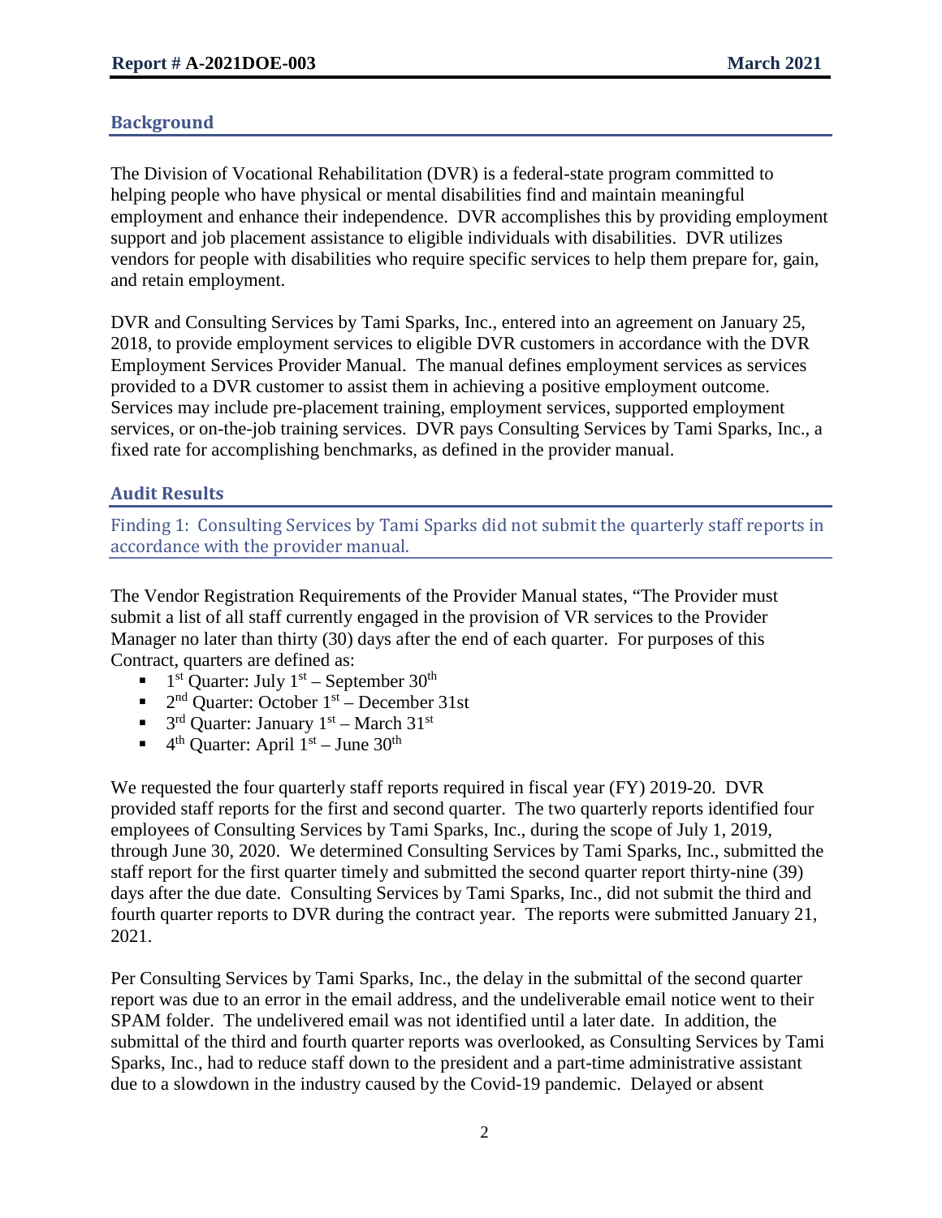## Background

The Division of Vocational Rehabilitation (DVR) is a federal-state program committed to helping people who have physical or mental disabilities find and maintain meaningful employment and enhance their independence. DVR accomplishes this by providing employment support and job placement assistance to eligible individuals with disabilities. DVR utilizes vendors for people with disabilities who require specific services to help them prepare for, gain, and retain employment.

DVR and Consulting Services by Tami Sparks, Inc., entered into an agreement on January 25, 2018, to provide employment services to eligible DVR customers in accordance with the DVR Employment Services Provider Manual. The manual defines employment services as services provided to a DVR customer to assist them in achieving a positive employment outcome. Services may include pre-placement training, employment services, supported employment services, or on-the-job training services. DVR pays Consulting Services by Tami Sparks, Inc., a fixed rate for accomplishing benchmarks, as defined in the provider manual.

## Audit Results

### Finding 1: Consulting Services by Tami Sparks did not submit the quarterly staff reports in accordance with the provider manual.

The Vendor Registration Requirements of the Provider Manual states, "The Provider must submit a list of all staff currently engaged in the provision of VR services to the Provider Manager no later than thirty (30) days after the end of each quarter. For purposes of this Contract, quarters are defined as:

- 1st Quarter: July 1st – September 30th
- 2nd Quarter: October 1st – December 31st
- 3rd Quarter: January 1st – March 31st
- 4th Quarter: April 1st – June 30th

We requested the four quarterly staff reports required in fiscal year (FY) 2019-20. DVR provided staff reports for the first and second quarter. The two quarterly reports identified four employees of Consulting Services by Tami Sparks, Inc., during the scope of July 1, 2019, through June 30, 2020. We determined Consulting Services by Tami Sparks, Inc., submitted the staff report for the first quarter timely and submitted the second quarter report thirty-nine (39) days after the due date. Consulting Services by Tami Sparks, Inc., did not submit the third and fourth quarter reports to DVR during the contract year. The reports were submitted January 21, 2021.

Per Consulting Services by Tami Sparks, Inc., the delay in the submittal of the second quarter report was due to an error in the email address, and the undeliverable email notice went to their SPAM folder. The undelivered email was not identified until a later date. In addition, the submittal of the third and fourth quarter reports was overlooked, as Consulting Services by Tami Sparks, Inc., had to reduce staff down to the president and a part-time administrative assistant due to a slowdown in the industry caused by the Covid-19 pandemic. Delayed or absent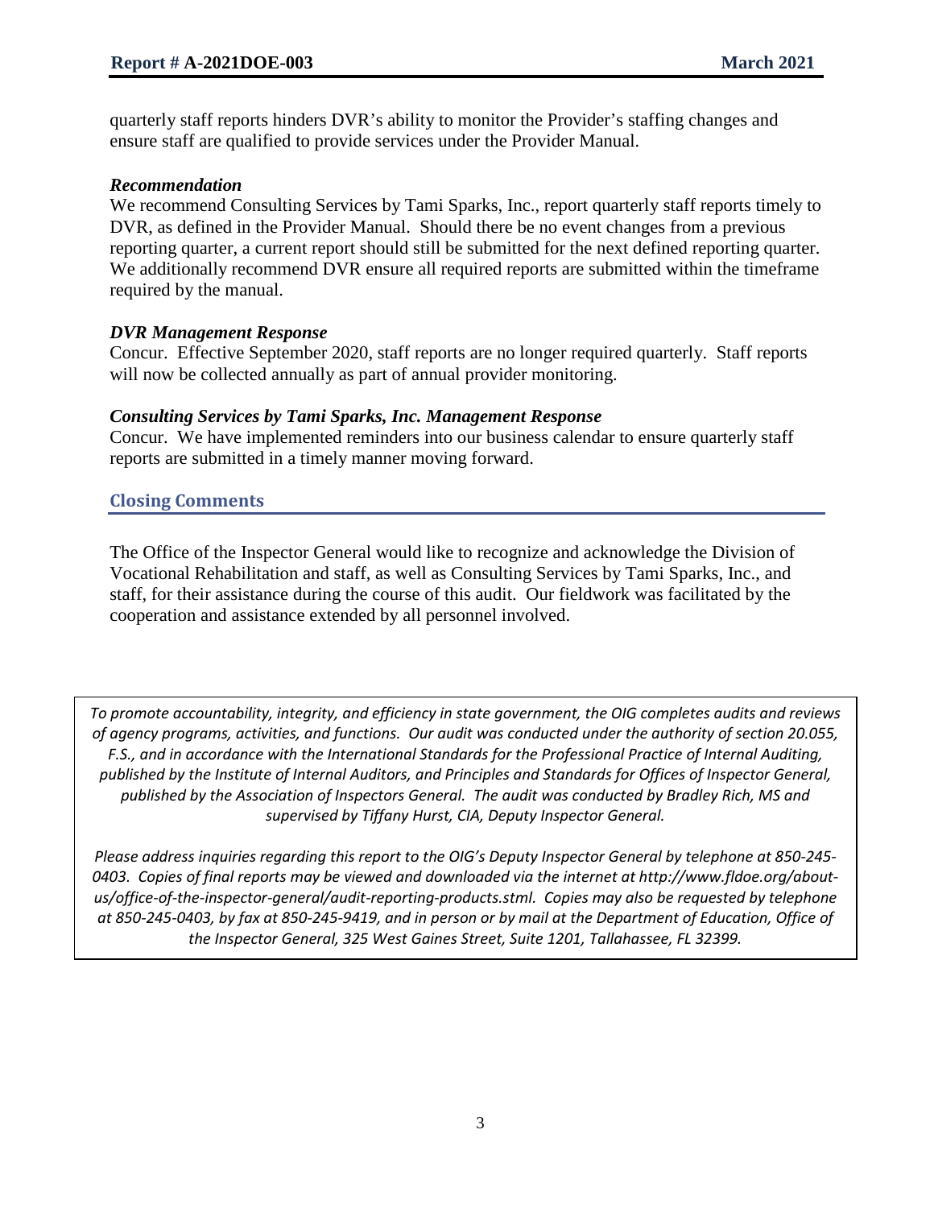quarterly staff reports hinders DVR's ability to monitor the Provider's staffing changes and ensure staff are qualified to provide services under the Provider Manual.

***Recommendation***

We recommend Consulting Services by Tami Sparks, Inc., report quarterly staff reports timely to DVR, as defined in the Provider Manual. Should there be no event changes from a previous reporting quarter, a current report should still be submitted for the next defined reporting quarter. We additionally recommend DVR ensure all required reports are submitted within the timeframe required by the manual.

***DVR Management Response***

Concur. Effective September 2020, staff reports are no longer required quarterly. Staff reports will now be collected annually as part of annual provider monitoring.

***Consulting Services by Tami Sparks, Inc. Management Response***

Concur. We have implemented reminders into our business calendar to ensure quarterly staff reports are submitted in a timely manner moving forward.

## Closing Comments

The Office of the Inspector General would like to recognize and acknowledge the Division of Vocational Rehabilitation and staff, as well as Consulting Services by Tami Sparks, Inc., and staff, for their assistance during the course of this audit. Our fieldwork was facilitated by the cooperation and assistance extended by all personnel involved.

*To promote accountability, integrity, and efficiency in state government, the OIG completes audits and reviews of agency programs, activities, and functions. Our audit was conducted under the authority of section 20.055, F.S., and in accordance with the International Standards for the Professional Practice of Internal Auditing, published by the Institute of Internal Auditors, and Principles and Standards for Offices of Inspector General, published by the Association of Inspectors General. The audit was conducted by Bradley Rich, MS and supervised by Tiffany Hurst, CIA, Deputy Inspector General.*

*Please address inquiries regarding this report to the OIG's Deputy Inspector General by telephone at 850-245-0403. Copies of final reports may be viewed and downloaded via the internet at http://www.fldoe.org/about-us/office-of-the-inspector-general/audit-reporting-products.stml. Copies may also be requested by telephone at 850-245-0403, by fax at 850-245-9419, and in person or by mail at the Department of Education, Office of the Inspector General, 325 West Gaines Street, Suite 1201, Tallahassee, FL 32399.*